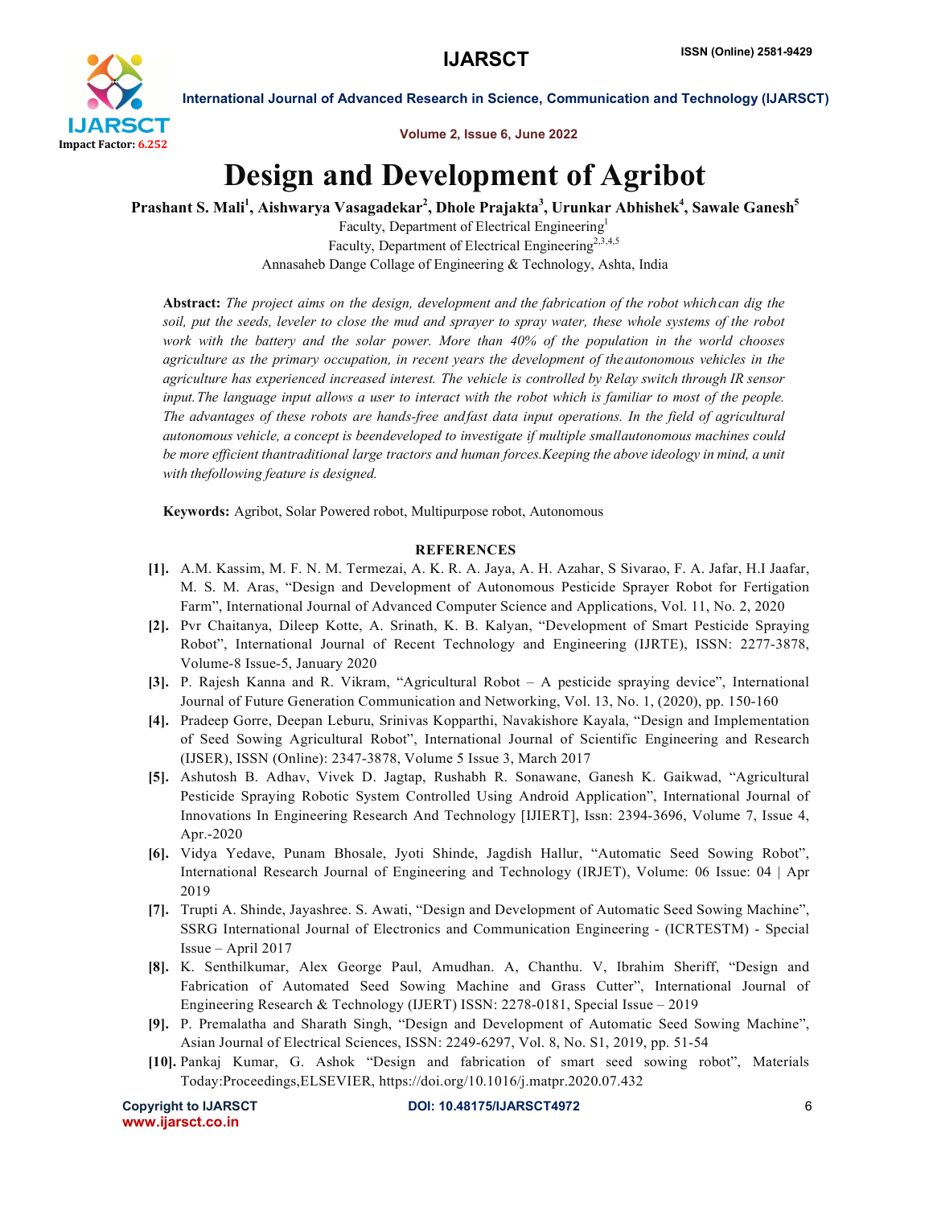# Design and Development of Agribot

**Prashant S. Mali[1], Aishwarya Vasagadekar[2], Dhole Prajakta[3], Urunkar Abhishek[4], Sawale Ganesh[5]**

Faculty, Department of Electrical Engineering[1]
Faculty, Department of Electrical Engineering[2,3,4,5]
Annasaheb Dange Collage of Engineering & Technology, Ashta, India

**Abstract:** *The project aims on the design, development and the fabrication of the robot whichcan dig the soil, put the seeds, leveler to close the mud and sprayer to spray water, these whole systems of the robot work with the battery and the solar power. More than 40% of the population in the world chooses agriculture as the primary occupation, in recent years the development of theautonomous vehicles in the agriculture has experienced increased interest. The vehicle is controlled by Relay switch through IR sensor input.The language input allows a user to interact with the robot which is familiar to most of the people. The advantages of these robots are hands-free andfast data input operations. In the field of agricultural autonomous vehicle, a concept is beendeveloped to investigate if multiple smallautonomous machines could be more efficient thantraditional large tractors and human forces.Keeping the above ideology in mind, a unit with thefollowing feature is designed.*

**Keywords:** Agribot, Solar Powered robot, Multipurpose robot, Autonomous

## REFERENCES

[1]. A.M. Kassim, M. F. N. M. Termezai, A. K. R. A. Jaya, A. H. Azahar, S Sivarao, F. A. Jafar, H.I Jaafar, M. S. M. Aras, "Design and Development of Autonomous Pesticide Sprayer Robot for Fertigation Farm", International Journal of Advanced Computer Science and Applications, Vol. 11, No. 2, 2020

[2]. Pvr Chaitanya, Dileep Kotte, A. Srinath, K. B. Kalyan, "Development of Smart Pesticide Spraying Robot", International Journal of Recent Technology and Engineering (IJRTE), ISSN: 2277-3878, Volume-8 Issue-5, January 2020

[3]. P. Rajesh Kanna and R. Vikram, "Agricultural Robot – A pesticide spraying device", International Journal of Future Generation Communication and Networking, Vol. 13, No. 1, (2020), pp. 150-160

[4]. Pradeep Gorre, Deepan Leburu, Srinivas Kopparthi, Navakishore Kayala, "Design and Implementation of Seed Sowing Agricultural Robot", International Journal of Scientific Engineering and Research (IJSER), ISSN (Online): 2347-3878, Volume 5 Issue 3, March 2017

[5]. Ashutosh B. Adhav, Vivek D. Jagtap, Rushabh R. Sonawane, Ganesh K. Gaikwad, "Agricultural Pesticide Spraying Robotic System Controlled Using Android Application", International Journal of Innovations In Engineering Research And Technology [IJIERT], Issn: 2394-3696, Volume 7, Issue 4, Apr.-2020

[6]. Vidya Yedave, Punam Bhosale, Jyoti Shinde, Jagdish Hallur, "Automatic Seed Sowing Robot", International Research Journal of Engineering and Technology (IRJET), Volume: 06 Issue: 04 | Apr 2019

[7]. Trupti A. Shinde, Jayashree. S. Awati, "Design and Development of Automatic Seed Sowing Machine", SSRG International Journal of Electronics and Communication Engineering - (ICRTESTM) - Special Issue – April 2017

[8]. K. Senthilkumar, Alex George Paul, Amudhan. A, Chanthu. V, Ibrahim Sheriff, "Design and Fabrication of Automated Seed Sowing Machine and Grass Cutter", International Journal of Engineering Research & Technology (IJERT) ISSN: 2278-0181, Special Issue – 2019

[9]. P. Premalatha and Sharath Singh, "Design and Development of Automatic Seed Sowing Machine", Asian Journal of Electrical Sciences, ISSN: 2249-6297, Vol. 8, No. S1, 2019, pp. 51-54

[10]. Pankaj Kumar, G. Ashok "Design and fabrication of smart seed sowing robot", Materials Today:Proceedings,ELSEVIER, https://doi.org/10.1016/j.matpr.2020.07.432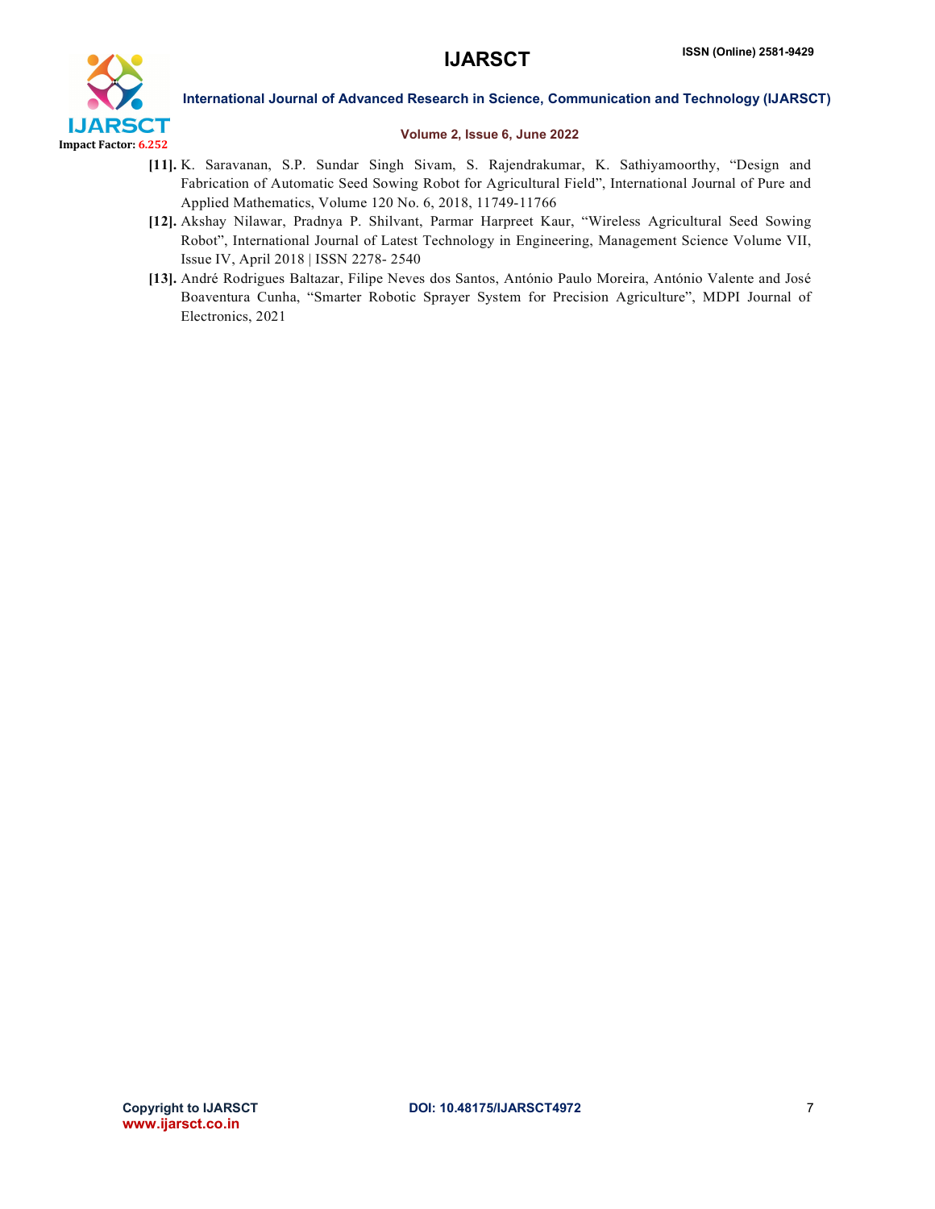[11]. K. Saravanan, S.P. Sundar Singh Sivam, S. Rajendrakumar, K. Sathiyamoorthy, "Design and Fabrication of Automatic Seed Sowing Robot for Agricultural Field", International Journal of Pure and Applied Mathematics, Volume 120 No. 6, 2018, 11749-11766

[12]. Akshay Nilawar, Pradnya P. Shilvant, Parmar Harpreet Kaur, "Wireless Agricultural Seed Sowing Robot", International Journal of Latest Technology in Engineering, Management Science Volume VII, Issue IV, April 2018 | ISSN 2278- 2540

[13]. André Rodrigues Baltazar, Filipe Neves dos Santos, António Paulo Moreira, António Valente and José Boaventura Cunha, "Smarter Robotic Sprayer System for Precision Agriculture", MDPI Journal of Electronics, 2021